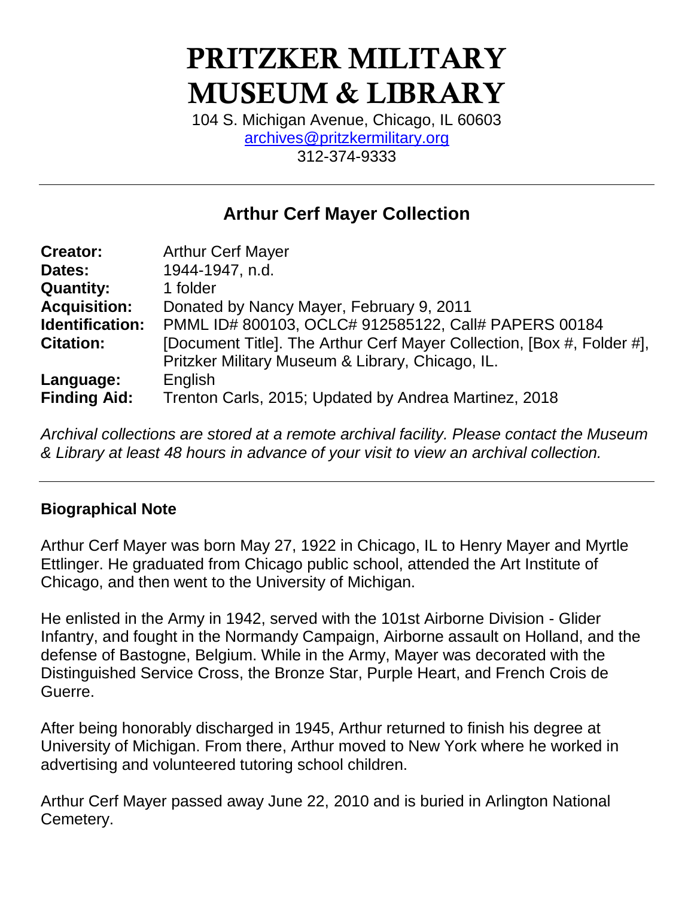# PRITZKER MILITARY MUSEUM & LIBRARY

104 S. Michigan Avenue, Chicago, IL 60603
archives@pritzkermilitary.org
312-374-9333

---

## Arthur Cerf Mayer Collection

| | |
|---|---|
| **Creator:** | Arthur Cerf Mayer |
| **Dates:** | 1944-1947, n.d. |
| **Quantity:** | 1 folder |
| **Acquisition:** | Donated by Nancy Mayer, February 9, 2011 |
| **Identification:** | PMML ID# 800103, OCLC# 912585122, Call# PAPERS 00184 |
| **Citation:** | [Document Title]. The Arthur Cerf Mayer Collection, [Box #, Folder #], Pritzker Military Museum & Library, Chicago, IL. |
| **Language:** | English |
| **Finding Aid:** | Trenton Carls, 2015; Updated by Andrea Martinez, 2018 |

*Archival collections are stored at a remote archival facility. Please contact the Museum & Library at least 48 hours in advance of your visit to view an archival collection.*

---

### Biographical Note

Arthur Cerf Mayer was born May 27, 1922 in Chicago, IL to Henry Mayer and Myrtle Ettlinger. He graduated from Chicago public school, attended the Art Institute of Chicago, and then went to the University of Michigan.

He enlisted in the Army in 1942, served with the 101st Airborne Division - Glider Infantry, and fought in the Normandy Campaign, Airborne assault on Holland, and the defense of Bastogne, Belgium. While in the Army, Mayer was decorated with the Distinguished Service Cross, the Bronze Star, Purple Heart, and French Crois de Guerre.

After being honorably discharged in 1945, Arthur returned to finish his degree at University of Michigan. From there, Arthur moved to New York where he worked in advertising and volunteered tutoring school children.

Arthur Cerf Mayer passed away June 22, 2010 and is buried in Arlington National Cemetery.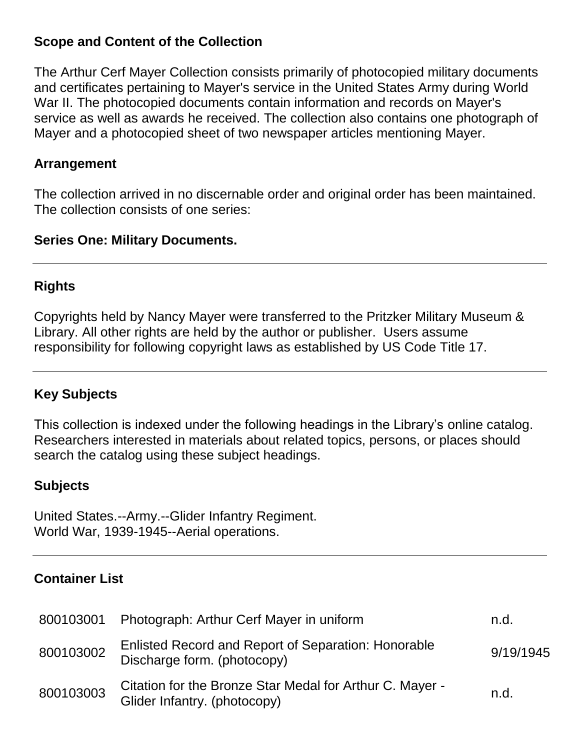## Scope and Content of the Collection

The Arthur Cerf Mayer Collection consists primarily of photocopied military documents and certificates pertaining to Mayer's service in the United States Army during World War II. The photocopied documents contain information and records on Mayer's service as well as awards he received. The collection also contains one photograph of Mayer and a photocopied sheet of two newspaper articles mentioning Mayer.

## Arrangement

The collection arrived in no discernable order and original order has been maintained. The collection consists of one series:

**Series One: Military Documents.**

---

## Rights

Copyrights held by Nancy Mayer were transferred to the Pritzker Military Museum & Library. All other rights are held by the author or publisher. Users assume responsibility for following copyright laws as established by US Code Title 17.

---

## Key Subjects

This collection is indexed under the following headings in the Library's online catalog. Researchers interested in materials about related topics, persons, or places should search the catalog using these subject headings.

### Subjects

United States.--Army.--Glider Infantry Regiment.
World War, 1939-1945--Aerial operations.

---

## Container List

| | | |
|---|---|---|
| 800103001 | Photograph: Arthur Cerf Mayer in uniform | n.d. |
| 800103002 | Enlisted Record and Report of Separation: Honorable Discharge form. (photocopy) | 9/19/1945 |
| 800103003 | Citation for the Bronze Star Medal for Arthur C. Mayer - Glider Infantry. (photocopy) | n.d. |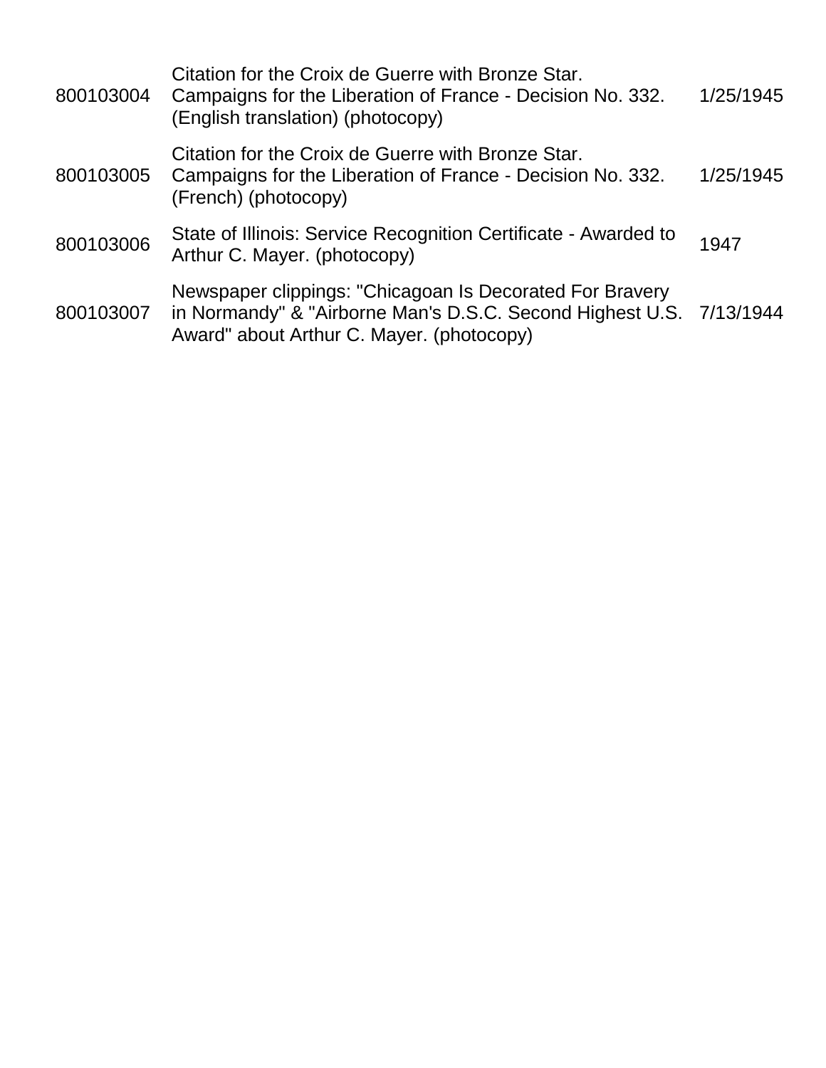| | | |
|---|---|---|
| 800103004 | Citation for the Croix de Guerre with Bronze Star. Campaigns for the Liberation of France - Decision No. 332. (English translation) (photocopy) | 1/25/1945 |
| 800103005 | Citation for the Croix de Guerre with Bronze Star. Campaigns for the Liberation of France - Decision No. 332. (French) (photocopy) | 1/25/1945 |
| 800103006 | State of Illinois: Service Recognition Certificate - Awarded to Arthur C. Mayer. (photocopy) | 1947 |
| 800103007 | Newspaper clippings: "Chicagoan Is Decorated For Bravery in Normandy" & "Airborne Man's D.S.C. Second Highest U.S. Award" about Arthur C. Mayer. (photocopy) | 7/13/1944 |